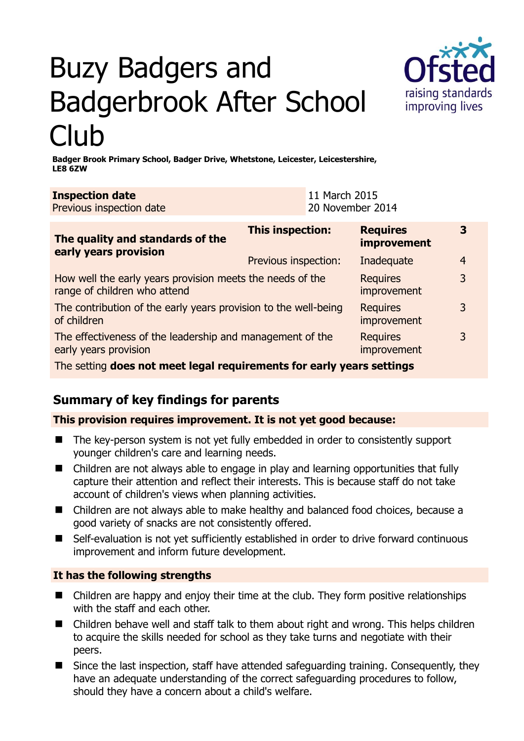# Buzy Badgers and Badgerbrook After School Club

**Badger Brook Primary School, Badger Drive, Whetstone, Leicester, Leicestershire, LE8 6ZW**

| **Inspection date** | 11 March 2015 |
|---|---|
| Previous inspection date | 20 November 2014 |

| **The quality and standards of the early years provision** | **This inspection:** | **Requires improvement** | **3** |
|---|---|---|---|
| | Previous inspection: | Inadequate | 4 |
| How well the early years provision meets the needs of the range of children who attend | | Requires improvement | 3 |
| The contribution of the early years provision to the well-being of children | | Requires improvement | 3 |
| The effectiveness of the leadership and management of the early years provision | | Requires improvement | 3 |
| The setting **does not meet legal requirements for early years settings** | | | |

## Summary of key findings for parents

**This provision requires improvement. It is not yet good because:**

- The key-person system is not yet fully embedded in order to consistently support younger children's care and learning needs.
- Children are not always able to engage in play and learning opportunities that fully capture their attention and reflect their interests. This is because staff do not take account of children's views when planning activities.
- Children are not always able to make healthy and balanced food choices, because a good variety of snacks are not consistently offered.
- Self-evaluation is not yet sufficiently established in order to drive forward continuous improvement and inform future development.

**It has the following strengths**

- Children are happy and enjoy their time at the club. They form positive relationships with the staff and each other.
- Children behave well and staff talk to them about right and wrong. This helps children to acquire the skills needed for school as they take turns and negotiate with their peers.
- Since the last inspection, staff have attended safeguarding training. Consequently, they have an adequate understanding of the correct safeguarding procedures to follow, should they have a concern about a child's welfare.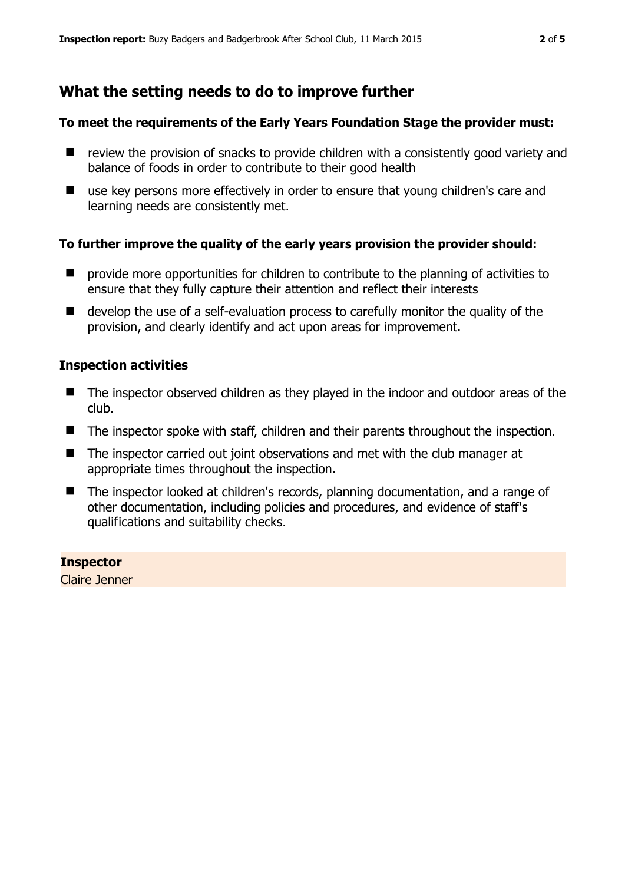## What the setting needs to do to improve further

**To meet the requirements of the Early Years Foundation Stage the provider must:**

- review the provision of snacks to provide children with a consistently good variety and balance of foods in order to contribute to their good health
- use key persons more effectively in order to ensure that young children's care and learning needs are consistently met.

**To further improve the quality of the early years provision the provider should:**

- provide more opportunities for children to contribute to the planning of activities to ensure that they fully capture their attention and reflect their interests
- develop the use of a self-evaluation process to carefully monitor the quality of the provision, and clearly identify and act upon areas for improvement.

### Inspection activities

- The inspector observed children as they played in the indoor and outdoor areas of the club.
- The inspector spoke with staff, children and their parents throughout the inspection.
- The inspector carried out joint observations and met with the club manager at appropriate times throughout the inspection.
- The inspector looked at children's records, planning documentation, and a range of other documentation, including policies and procedures, and evidence of staff's qualifications and suitability checks.

**Inspector**
Claire Jenner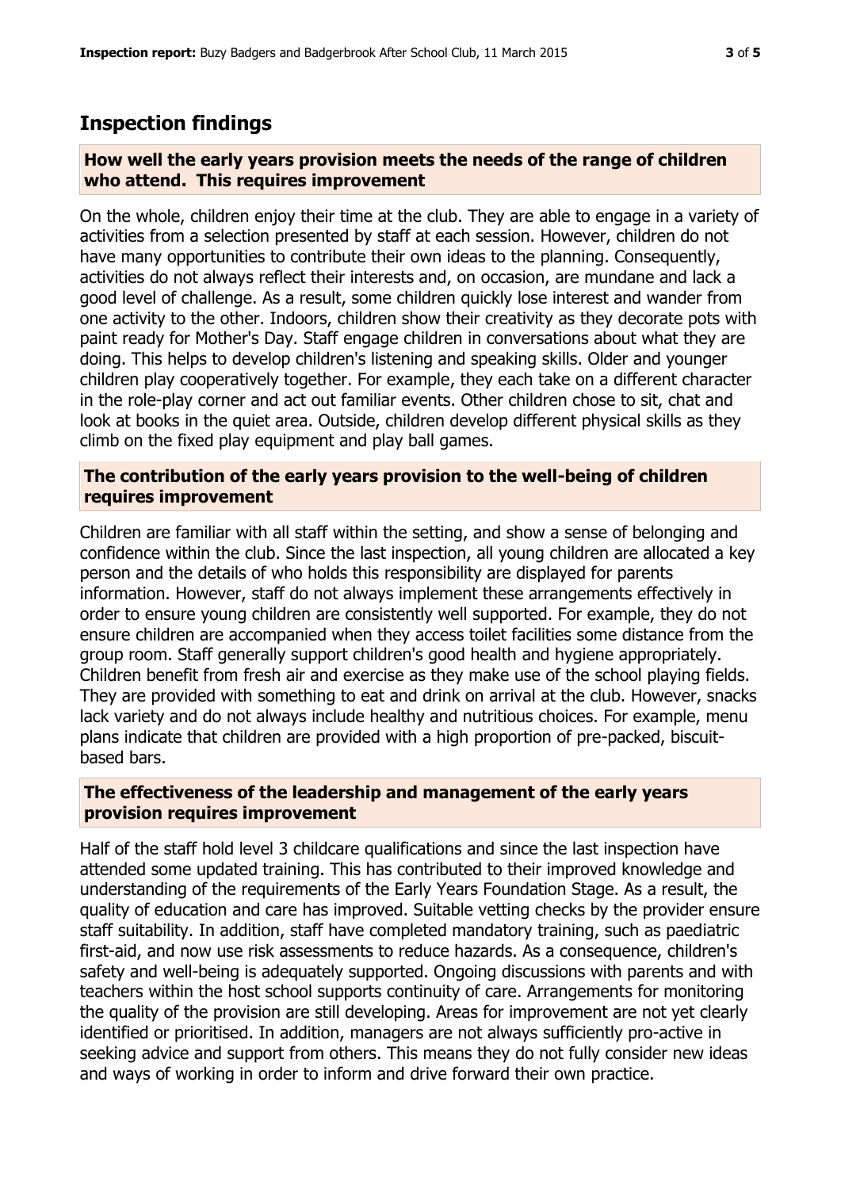## Inspection findings

### How well the early years provision meets the needs of the range of children who attend. This requires improvement

On the whole, children enjoy their time at the club. They are able to engage in a variety of activities from a selection presented by staff at each session. However, children do not have many opportunities to contribute their own ideas to the planning. Consequently, activities do not always reflect their interests and, on occasion, are mundane and lack a good level of challenge. As a result, some children quickly lose interest and wander from one activity to the other. Indoors, children show their creativity as they decorate pots with paint ready for Mother's Day. Staff engage children in conversations about what they are doing. This helps to develop children's listening and speaking skills. Older and younger children play cooperatively together. For example, they each take on a different character in the role-play corner and act out familiar events. Other children chose to sit, chat and look at books in the quiet area. Outside, children develop different physical skills as they climb on the fixed play equipment and play ball games.

### The contribution of the early years provision to the well-being of children requires improvement

Children are familiar with all staff within the setting, and show a sense of belonging and confidence within the club. Since the last inspection, all young children are allocated a key person and the details of who holds this responsibility are displayed for parents information. However, staff do not always implement these arrangements effectively in order to ensure young children are consistently well supported. For example, they do not ensure children are accompanied when they access toilet facilities some distance from the group room. Staff generally support children's good health and hygiene appropriately. Children benefit from fresh air and exercise as they make use of the school playing fields. They are provided with something to eat and drink on arrival at the club. However, snacks lack variety and do not always include healthy and nutritious choices. For example, menu plans indicate that children are provided with a high proportion of pre-packed, biscuit-based bars.

### The effectiveness of the leadership and management of the early years provision requires improvement

Half of the staff hold level 3 childcare qualifications and since the last inspection have attended some updated training. This has contributed to their improved knowledge and understanding of the requirements of the Early Years Foundation Stage. As a result, the quality of education and care has improved. Suitable vetting checks by the provider ensure staff suitability. In addition, staff have completed mandatory training, such as paediatric first-aid, and now use risk assessments to reduce hazards. As a consequence, children's safety and well-being is adequately supported. Ongoing discussions with parents and with teachers within the host school supports continuity of care. Arrangements for monitoring the quality of the provision are still developing. Areas for improvement are not yet clearly identified or prioritised. In addition, managers are not always sufficiently pro-active in seeking advice and support from others. This means they do not fully consider new ideas and ways of working in order to inform and drive forward their own practice.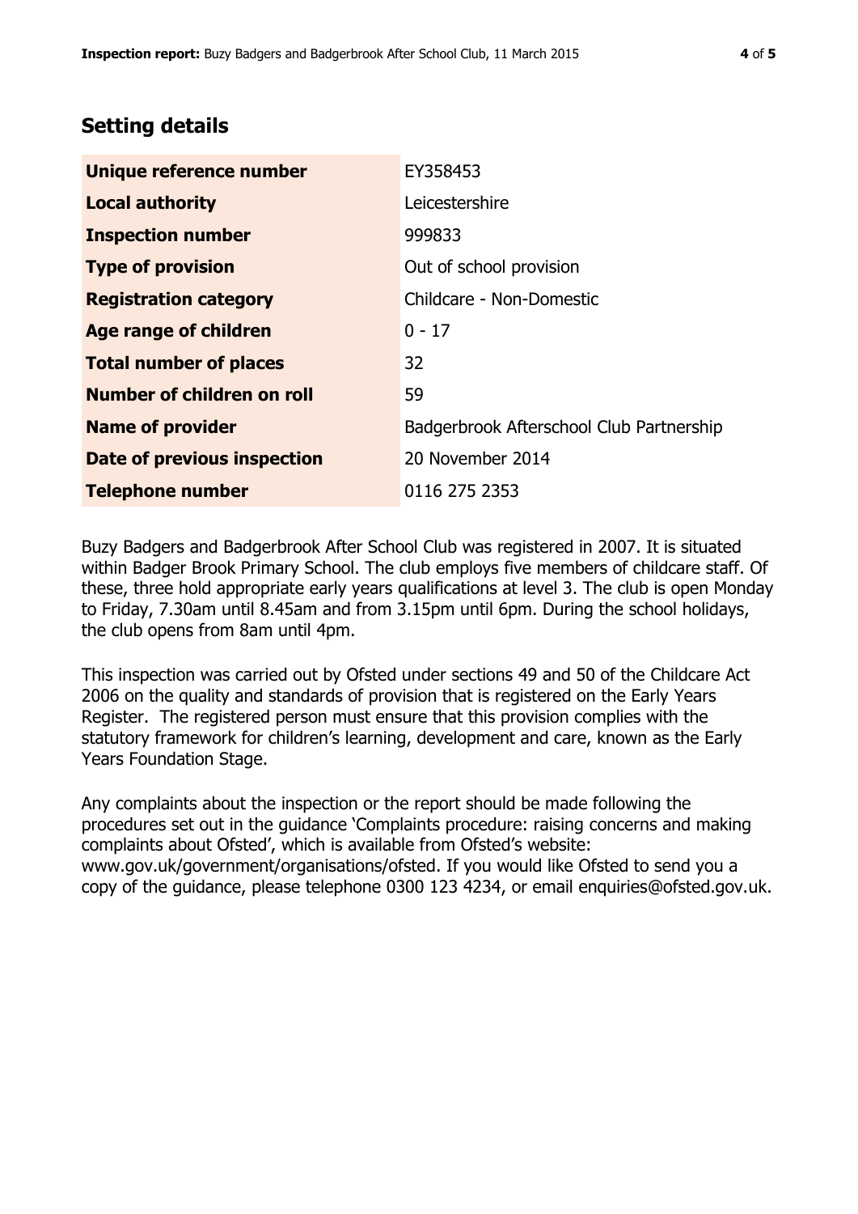## Setting details

| | |
|---|---|
| **Unique reference number** | EY358453 |
| **Local authority** | Leicestershire |
| **Inspection number** | 999833 |
| **Type of provision** | Out of school provision |
| **Registration category** | Childcare - Non-Domestic |
| **Age range of children** | 0 - 17 |
| **Total number of places** | 32 |
| **Number of children on roll** | 59 |
| **Name of provider** | Badgerbrook Afterschool Club Partnership |
| **Date of previous inspection** | 20 November 2014 |
| **Telephone number** | 0116 275 2353 |

Buzy Badgers and Badgerbrook After School Club was registered in 2007. It is situated within Badger Brook Primary School. The club employs five members of childcare staff. Of these, three hold appropriate early years qualifications at level 3. The club is open Monday to Friday, 7.30am until 8.45am and from 3.15pm until 6pm. During the school holidays, the club opens from 8am until 4pm.

This inspection was carried out by Ofsted under sections 49 and 50 of the Childcare Act 2006 on the quality and standards of provision that is registered on the Early Years Register. The registered person must ensure that this provision complies with the statutory framework for children's learning, development and care, known as the Early Years Foundation Stage.

Any complaints about the inspection or the report should be made following the procedures set out in the guidance 'Complaints procedure: raising concerns and making complaints about Ofsted', which is available from Ofsted's website: www.gov.uk/government/organisations/ofsted. If you would like Ofsted to send you a copy of the guidance, please telephone 0300 123 4234, or email enquiries@ofsted.gov.uk.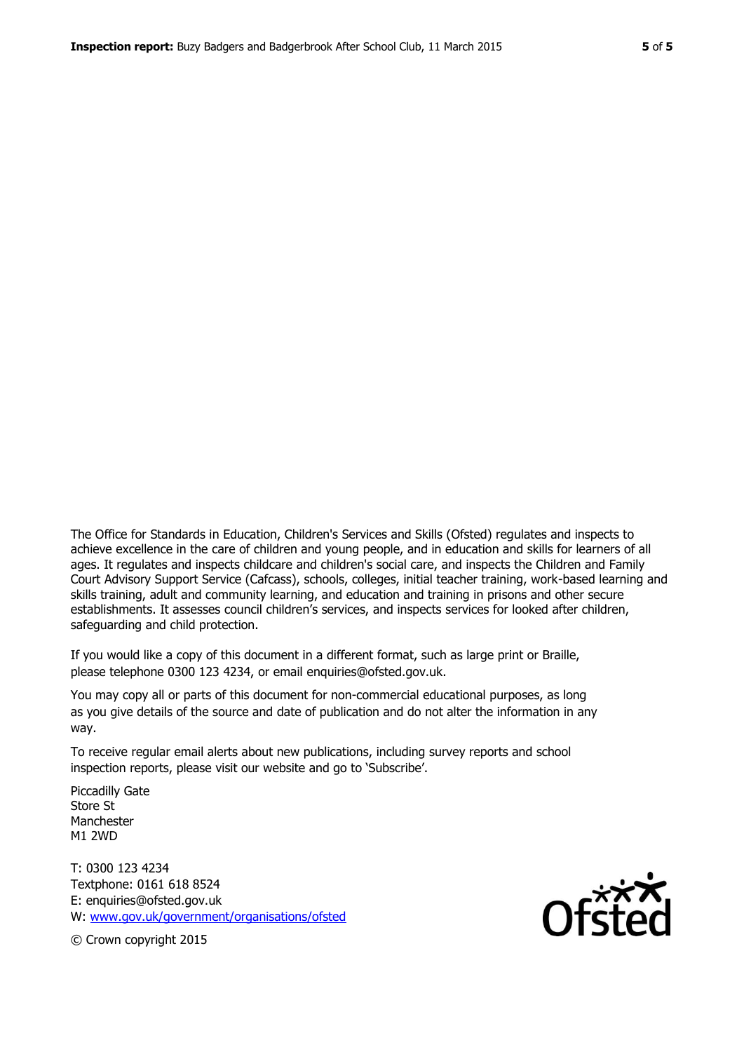The Office for Standards in Education, Children's Services and Skills (Ofsted) regulates and inspects to achieve excellence in the care of children and young people, and in education and skills for learners of all ages. It regulates and inspects childcare and children's social care, and inspects the Children and Family Court Advisory Support Service (Cafcass), schools, colleges, initial teacher training, work-based learning and skills training, adult and community learning, and education and training in prisons and other secure establishments. It assesses council children's services, and inspects services for looked after children, safeguarding and child protection.

If you would like a copy of this document in a different format, such as large print or Braille, please telephone 0300 123 4234, or email enquiries@ofsted.gov.uk.

You may copy all or parts of this document for non-commercial educational purposes, as long as you give details of the source and date of publication and do not alter the information in any way.

To receive regular email alerts about new publications, including survey reports and school inspection reports, please visit our website and go to 'Subscribe'.

Piccadilly Gate
Store St
Manchester
M1 2WD

T: 0300 123 4234
Textphone: 0161 618 8524
E: enquiries@ofsted.gov.uk
W: [www.gov.uk/government/organisations/ofsted](http://www.gov.uk/government/organisations/ofsted)

© Crown copyright 2015